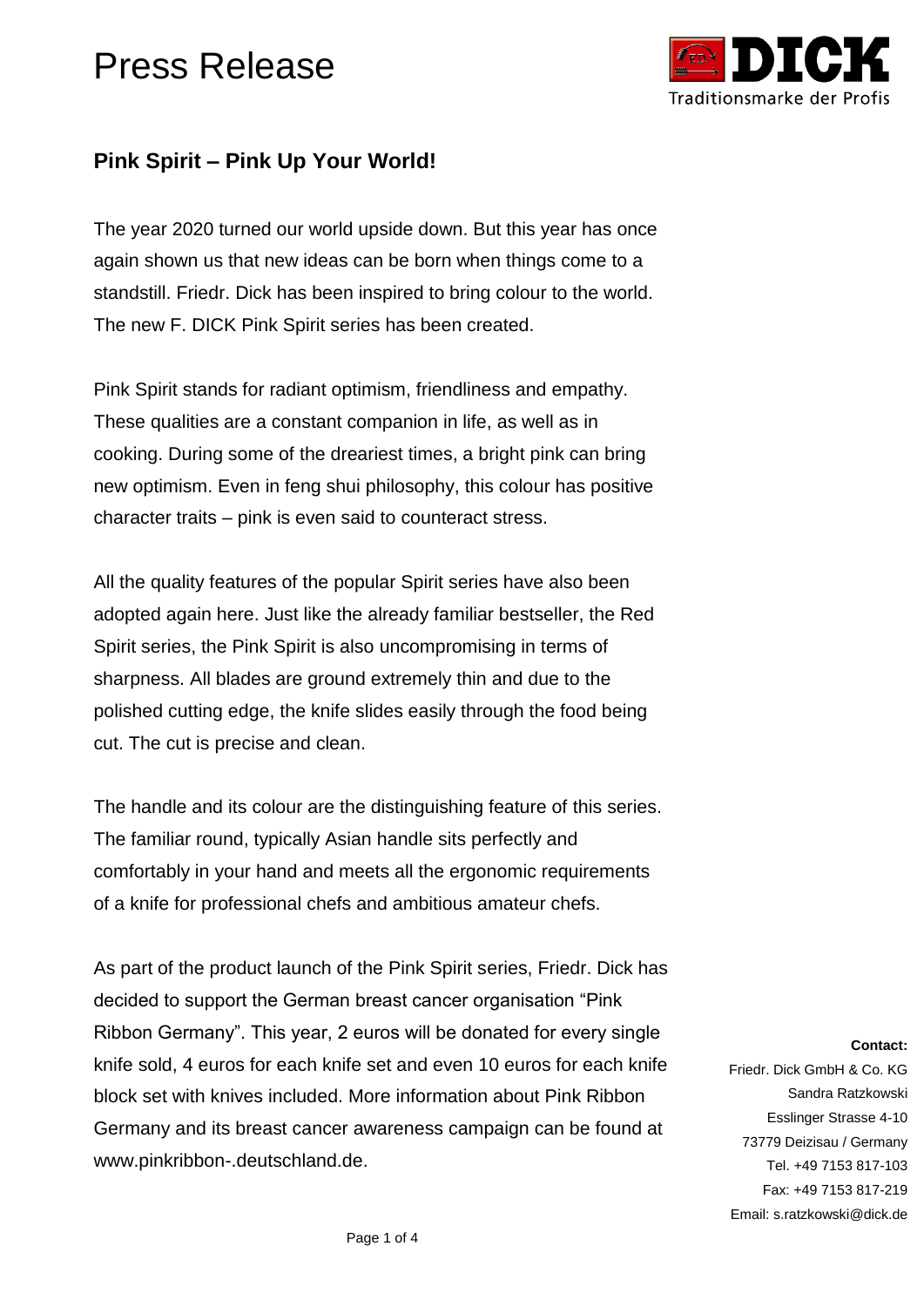# Press Release

DICK
Traditionsmarke der Profis

## Pink Spirit – Pink Up Your World!

The year 2020 turned our world upside down. But this year has once again shown us that new ideas can be born when things come to a standstill. Friedr. Dick has been inspired to bring colour to the world. The new F. DICK Pink Spirit series has been created.

Pink Spirit stands for radiant optimism, friendliness and empathy. These qualities are a constant companion in life, as well as in cooking. During some of the dreariest times, a bright pink can bring new optimism. Even in feng shui philosophy, this colour has positive character traits – pink is even said to counteract stress.

All the quality features of the popular Spirit series have also been adopted again here. Just like the already familiar bestseller, the Red Spirit series, the Pink Spirit is also uncompromising in terms of sharpness. All blades are ground extremely thin and due to the polished cutting edge, the knife slides easily through the food being cut. The cut is precise and clean.

The handle and its colour are the distinguishing feature of this series. The familiar round, typically Asian handle sits perfectly and comfortably in your hand and meets all the ergonomic requirements of a knife for professional chefs and ambitious amateur chefs.

As part of the product launch of the Pink Spirit series, Friedr. Dick has decided to support the German breast cancer organisation "Pink Ribbon Germany". This year, 2 euros will be donated for every single knife sold, 4 euros for each knife set and even 10 euros for each knife block set with knives included. More information about Pink Ribbon Germany and its breast cancer awareness campaign can be found at www.pinkribbon-.deutschland.de.

**Contact:**
Friedr. Dick GmbH & Co. KG
Sandra Ratzkowski
Esslinger Strasse 4-10
73779 Deizisau / Germany
Tel. +49 7153 817-103
Fax: +49 7153 817-219
Email: s.ratzkowski@dick.de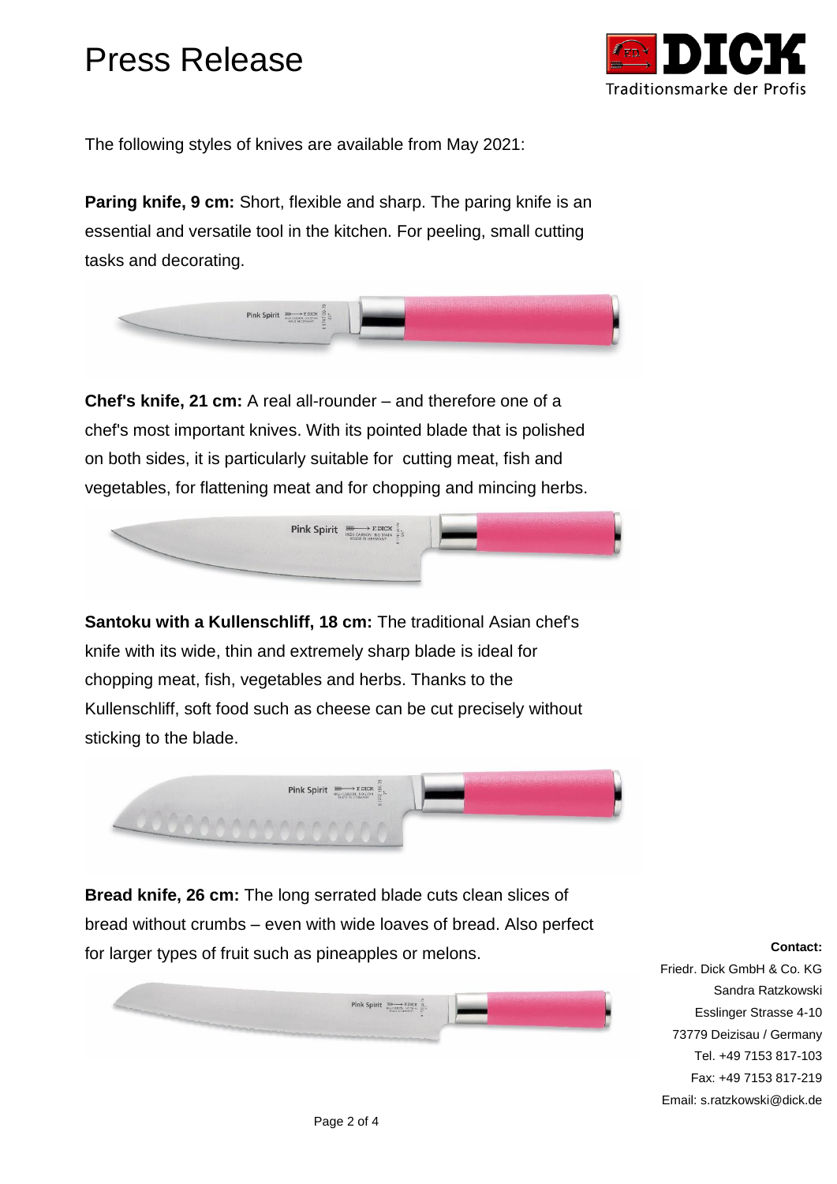# Press Release

The following styles of knives are available from May 2021:

**Paring knife, 9 cm:** Short, flexible and sharp. The paring knife is an essential and versatile tool in the kitchen. For peeling, small cutting tasks and decorating.

**Chef's knife, 21 cm:** A real all-rounder – and therefore one of a chef's most important knives. With its pointed blade that is polished on both sides, it is particularly suitable for cutting meat, fish and vegetables, for flattening meat and for chopping and mincing herbs.

**Santoku with a Kullenschliff, 18 cm:** The traditional Asian chef's knife with its wide, thin and extremely sharp blade is ideal for chopping meat, fish, vegetables and herbs. Thanks to the Kullenschliff, soft food such as cheese can be cut precisely without sticking to the blade.

**Bread knife, 26 cm:** The long serrated blade cuts clean slices of bread without crumbs – even with wide loaves of bread. Also perfect for larger types of fruit such as pineapples or melons.

**Contact:**
Friedr. Dick GmbH & Co. KG
Sandra Ratzkowski
Esslinger Strasse 4-10
73779 Deizisau / Germany
Tel. +49 7153 817-103
Fax: +49 7153 817-219
Email: s.ratzkowski@dick.de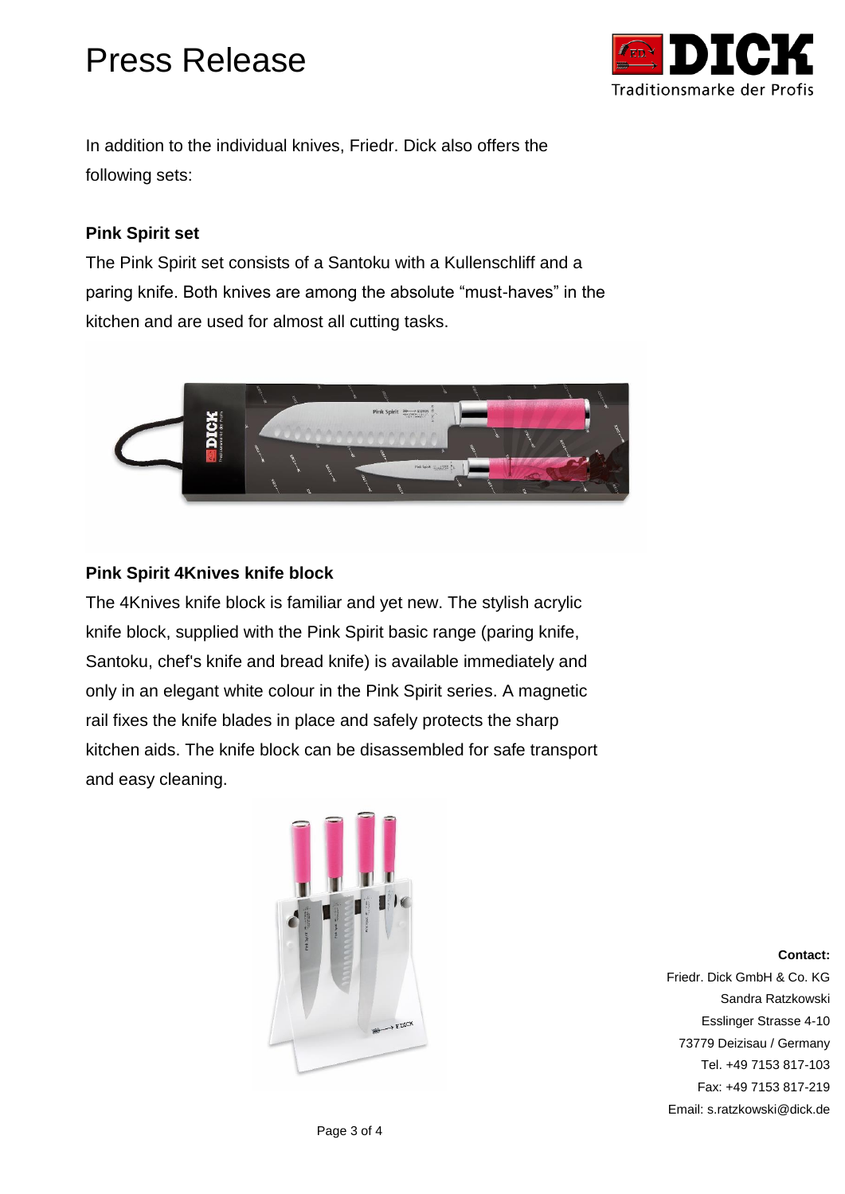In addition to the individual knives, Friedr. Dick also offers the following sets:

**Pink Spirit set**

The Pink Spirit set consists of a Santoku with a Kullenschliff and a paring knife. Both knives are among the absolute "must-haves" in the kitchen and are used for almost all cutting tasks.

**Pink Spirit 4Knives knife block**

The 4Knives knife block is familiar and yet new. The stylish acrylic knife block, supplied with the Pink Spirit basic range (paring knife, Santoku, chef's knife and bread knife) is available immediately and only in an elegant white colour in the Pink Spirit series. A magnetic rail fixes the knife blades in place and safely protects the sharp kitchen aids. The knife block can be disassembled for safe transport and easy cleaning.

**Contact:**
Friedr. Dick GmbH & Co. KG
Sandra Ratzkowski
Esslinger Strasse 4-10
73779 Deizisau / Germany
Tel. +49 7153 817-103
Fax: +49 7153 817-219
Email: s.ratzkowski@dick.de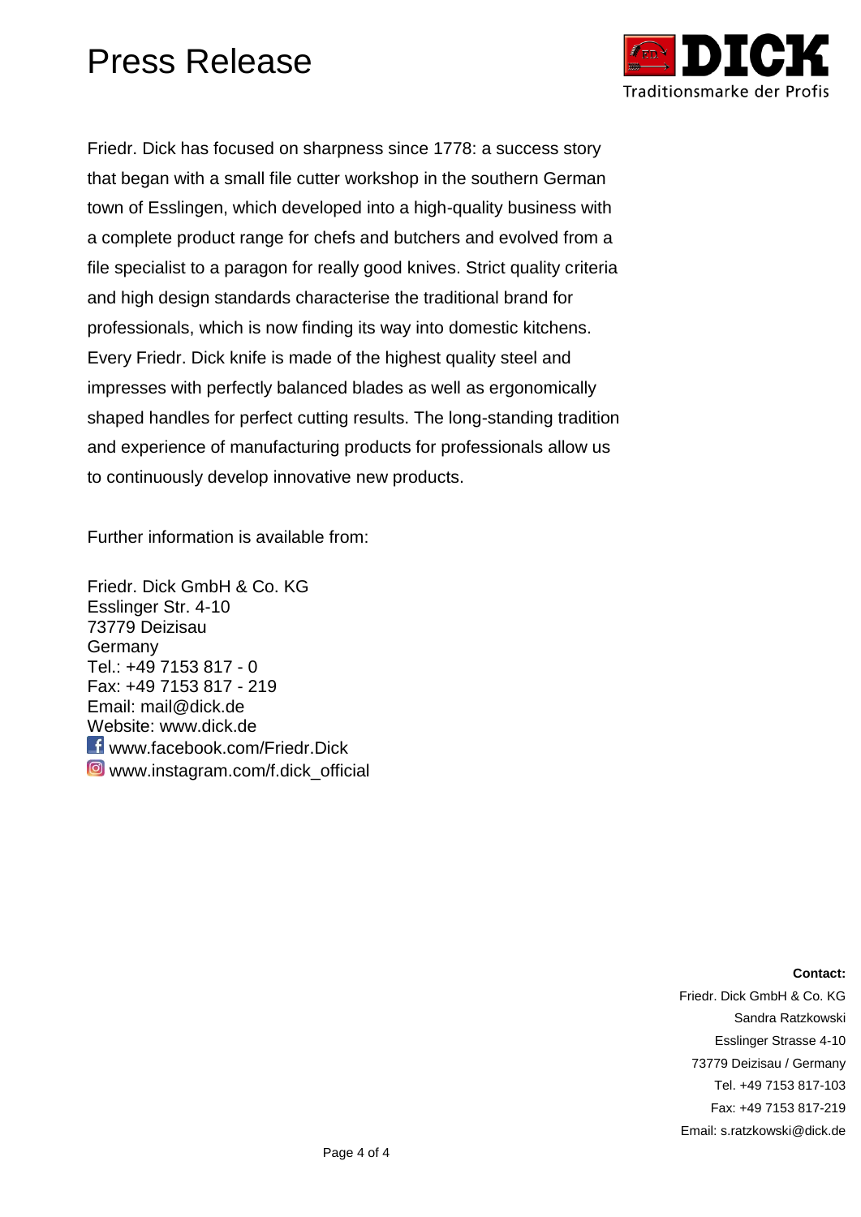# Press Release

Friedr. Dick has focused on sharpness since 1778: a success story that began with a small file cutter workshop in the southern German town of Esslingen, which developed into a high-quality business with a complete product range for chefs and butchers and evolved from a file specialist to a paragon for really good knives. Strict quality criteria and high design standards characterise the traditional brand for professionals, which is now finding its way into domestic kitchens. Every Friedr. Dick knife is made of the highest quality steel and impresses with perfectly balanced blades as well as ergonomically shaped handles for perfect cutting results. The long-standing tradition and experience of manufacturing products for professionals allow us to continuously develop innovative new products.

Further information is available from:

Friedr. Dick GmbH & Co. KG
Esslinger Str. 4-10
73779 Deizisau
Germany
Tel.: +49 7153 817 - 0
Fax: +49 7153 817 - 219
Email: mail@dick.de
Website: www.dick.de
www.facebook.com/Friedr.Dick
www.instagram.com/f.dick_official

**Contact:**
Friedr. Dick GmbH & Co. KG
Sandra Ratzkowski
Esslinger Strasse 4-10
73779 Deizisau / Germany
Tel. +49 7153 817-103
Fax: +49 7153 817-219
Email: s.ratzkowski@dick.de